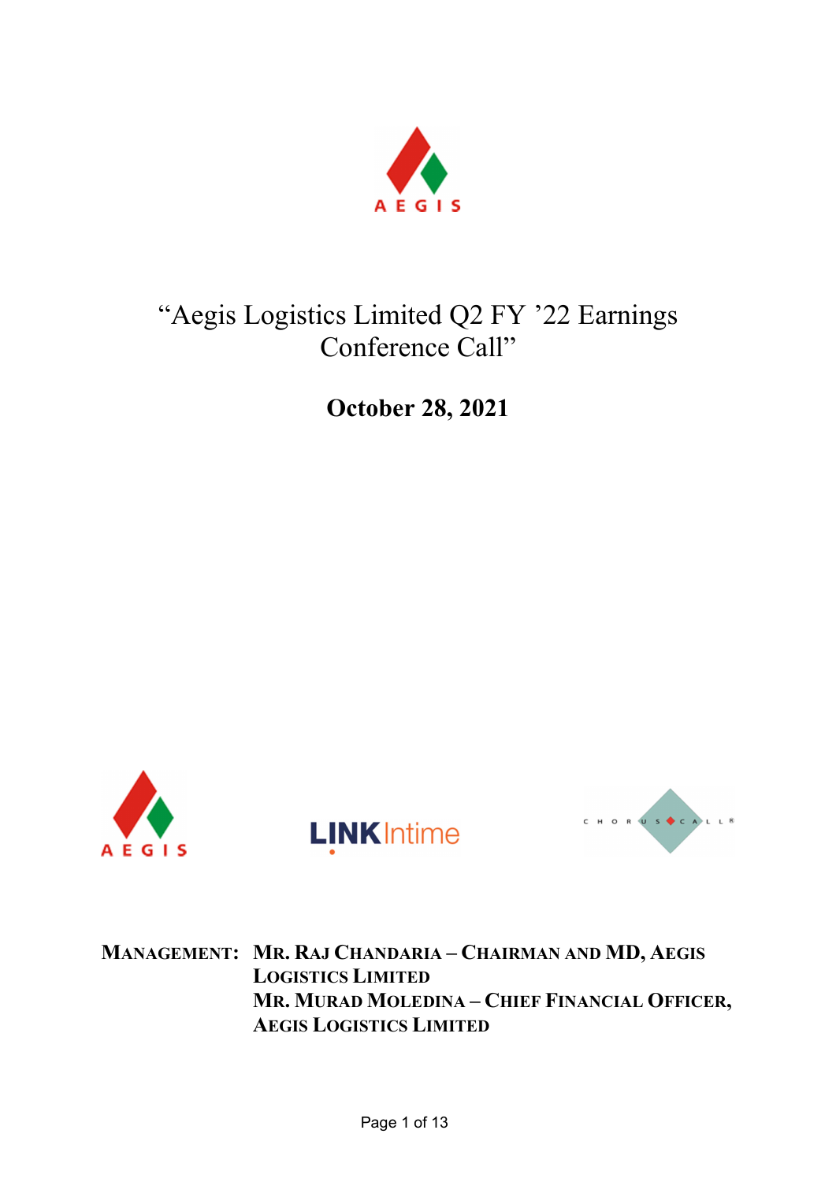# "Aegis Logistics Limited Q2 FY '22 Earnings Conference Call"

## October 28, 2021

**MANAGEMENT:** **MR. RAJ CHANDARIA – CHAIRMAN AND MD, AEGIS LOGISTICS LIMITED**
**MR. MURAD MOLEDINA – CHIEF FINANCIAL OFFICER, AEGIS LOGISTICS LIMITED**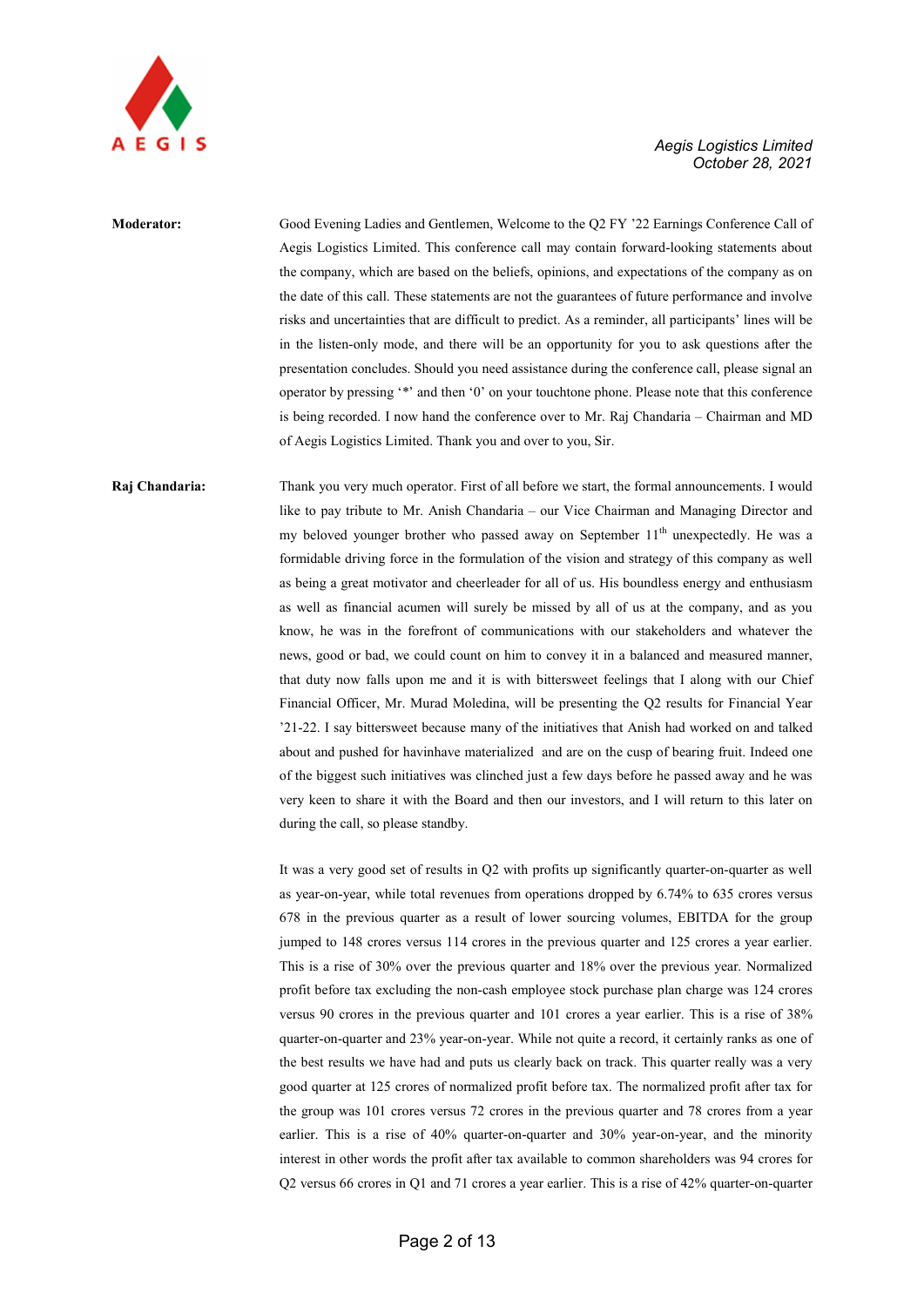**Moderator:** Good Evening Ladies and Gentlemen, Welcome to the Q2 FY '22 Earnings Conference Call of Aegis Logistics Limited. This conference call may contain forward-looking statements about the company, which are based on the beliefs, opinions, and expectations of the company as on the date of this call. These statements are not the guarantees of future performance and involve risks and uncertainties that are difficult to predict. As a reminder, all participants' lines will be in the listen-only mode, and there will be an opportunity for you to ask questions after the presentation concludes. Should you need assistance during the conference call, please signal an operator by pressing '*' and then '0' on your touchtone phone. Please note that this conference is being recorded. I now hand the conference over to Mr. Raj Chandaria – Chairman and MD of Aegis Logistics Limited. Thank you and over to you, Sir.

**Raj Chandaria:** Thank you very much operator. First of all before we start, the formal announcements. I would like to pay tribute to Mr. Anish Chandaria – our Vice Chairman and Managing Director and my beloved younger brother who passed away on September 11th unexpectedly. He was a formidable driving force in the formulation of the vision and strategy of this company as well as being a great motivator and cheerleader for all of us. His boundless energy and enthusiasm as well as financial acumen will surely be missed by all of us at the company, and as you know, he was in the forefront of communications with our stakeholders and whatever the news, good or bad, we could count on him to convey it in a balanced and measured manner, that duty now falls upon me and it is with bittersweet feelings that I along with our Chief Financial Officer, Mr. Murad Moledina, will be presenting the Q2 results for Financial Year '21-22. I say bittersweet because many of the initiatives that Anish had worked on and talked about and pushed for havinhave materialized and are on the cusp of bearing fruit. Indeed one of the biggest such initiatives was clinched just a few days before he passed away and he was very keen to share it with the Board and then our investors, and I will return to this later on during the call, so please standby.

It was a very good set of results in Q2 with profits up significantly quarter-on-quarter as well as year-on-year, while total revenues from operations dropped by 6.74% to 635 crores versus 678 in the previous quarter as a result of lower sourcing volumes, EBITDA for the group jumped to 148 crores versus 114 crores in the previous quarter and 125 crores a year earlier. This is a rise of 30% over the previous quarter and 18% over the previous year. Normalized profit before tax excluding the non-cash employee stock purchase plan charge was 124 crores versus 90 crores in the previous quarter and 101 crores a year earlier. This is a rise of 38% quarter-on-quarter and 23% year-on-year. While not quite a record, it certainly ranks as one of the best results we have had and puts us clearly back on track. This quarter really was a very good quarter at 125 crores of normalized profit before tax. The normalized profit after tax for the group was 101 crores versus 72 crores in the previous quarter and 78 crores from a year earlier. This is a rise of 40% quarter-on-quarter and 30% year-on-year, and the minority interest in other words the profit after tax available to common shareholders was 94 crores for Q2 versus 66 crores in Q1 and 71 crores a year earlier. This is a rise of 42% quarter-on-quarter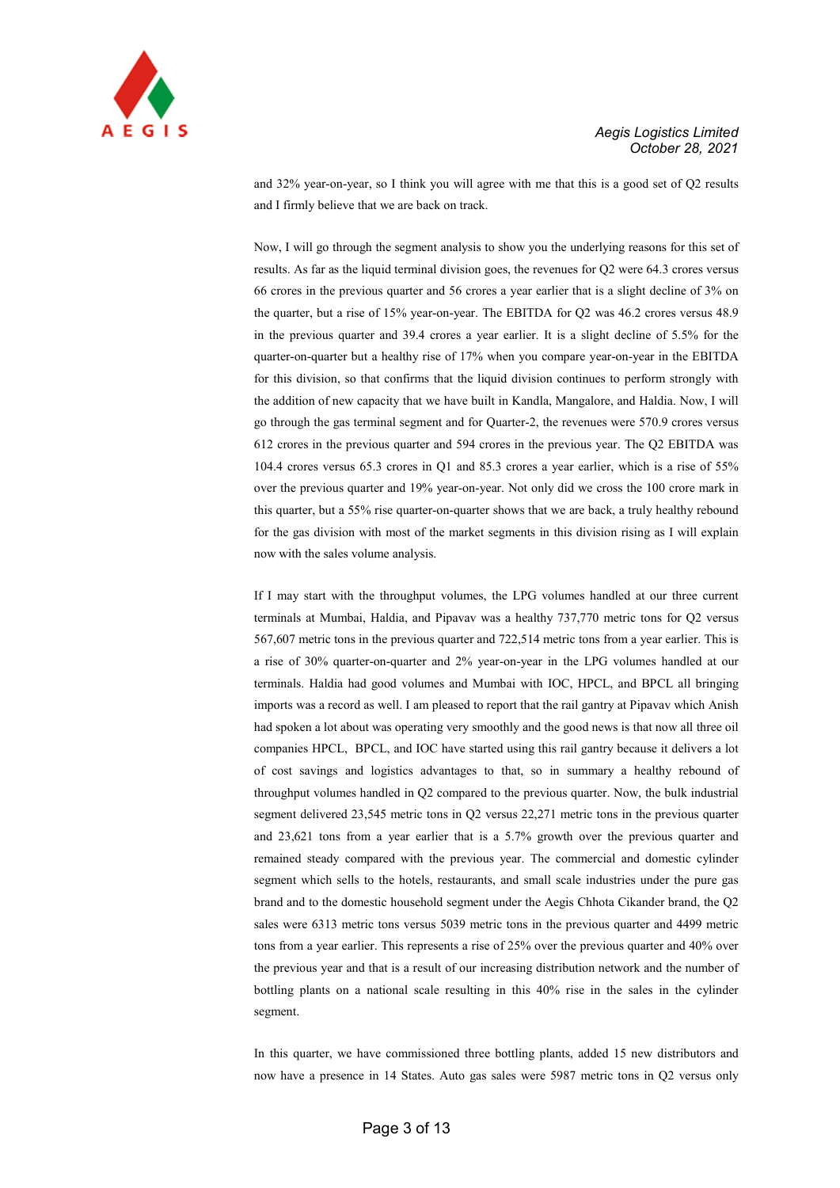and 32% year-on-year, so I think you will agree with me that this is a good set of Q2 results and I firmly believe that we are back on track.

Now, I will go through the segment analysis to show you the underlying reasons for this set of results. As far as the liquid terminal division goes, the revenues for Q2 were 64.3 crores versus 66 crores in the previous quarter and 56 crores a year earlier that is a slight decline of 3% on the quarter, but a rise of 15% year-on-year. The EBITDA for Q2 was 46.2 crores versus 48.9 in the previous quarter and 39.4 crores a year earlier. It is a slight decline of 5.5% for the quarter-on-quarter but a healthy rise of 17% when you compare year-on-year in the EBITDA for this division, so that confirms that the liquid division continues to perform strongly with the addition of new capacity that we have built in Kandla, Mangalore, and Haldia. Now, I will go through the gas terminal segment and for Quarter-2, the revenues were 570.9 crores versus 612 crores in the previous quarter and 594 crores in the previous year. The Q2 EBITDA was 104.4 crores versus 65.3 crores in Q1 and 85.3 crores a year earlier, which is a rise of 55% over the previous quarter and 19% year-on-year. Not only did we cross the 100 crore mark in this quarter, but a 55% rise quarter-on-quarter shows that we are back, a truly healthy rebound for the gas division with most of the market segments in this division rising as I will explain now with the sales volume analysis.

If I may start with the throughput volumes, the LPG volumes handled at our three current terminals at Mumbai, Haldia, and Pipavav was a healthy 737,770 metric tons for Q2 versus 567,607 metric tons in the previous quarter and 722,514 metric tons from a year earlier. This is a rise of 30% quarter-on-quarter and 2% year-on-year in the LPG volumes handled at our terminals. Haldia had good volumes and Mumbai with IOC, HPCL, and BPCL all bringing imports was a record as well. I am pleased to report that the rail gantry at Pipavav which Anish had spoken a lot about was operating very smoothly and the good news is that now all three oil companies HPCL, BPCL, and IOC have started using this rail gantry because it delivers a lot of cost savings and logistics advantages to that, so in summary a healthy rebound of throughput volumes handled in Q2 compared to the previous quarter. Now, the bulk industrial segment delivered 23,545 metric tons in Q2 versus 22,271 metric tons in the previous quarter and 23,621 tons from a year earlier that is a 5.7% growth over the previous quarter and remained steady compared with the previous year. The commercial and domestic cylinder segment which sells to the hotels, restaurants, and small scale industries under the pure gas brand and to the domestic household segment under the Aegis Chhota Cikander brand, the Q2 sales were 6313 metric tons versus 5039 metric tons in the previous quarter and 4499 metric tons from a year earlier. This represents a rise of 25% over the previous quarter and 40% over the previous year and that is a result of our increasing distribution network and the number of bottling plants on a national scale resulting in this 40% rise in the sales in the cylinder segment.

In this quarter, we have commissioned three bottling plants, added 15 new distributors and now have a presence in 14 States. Auto gas sales were 5987 metric tons in Q2 versus only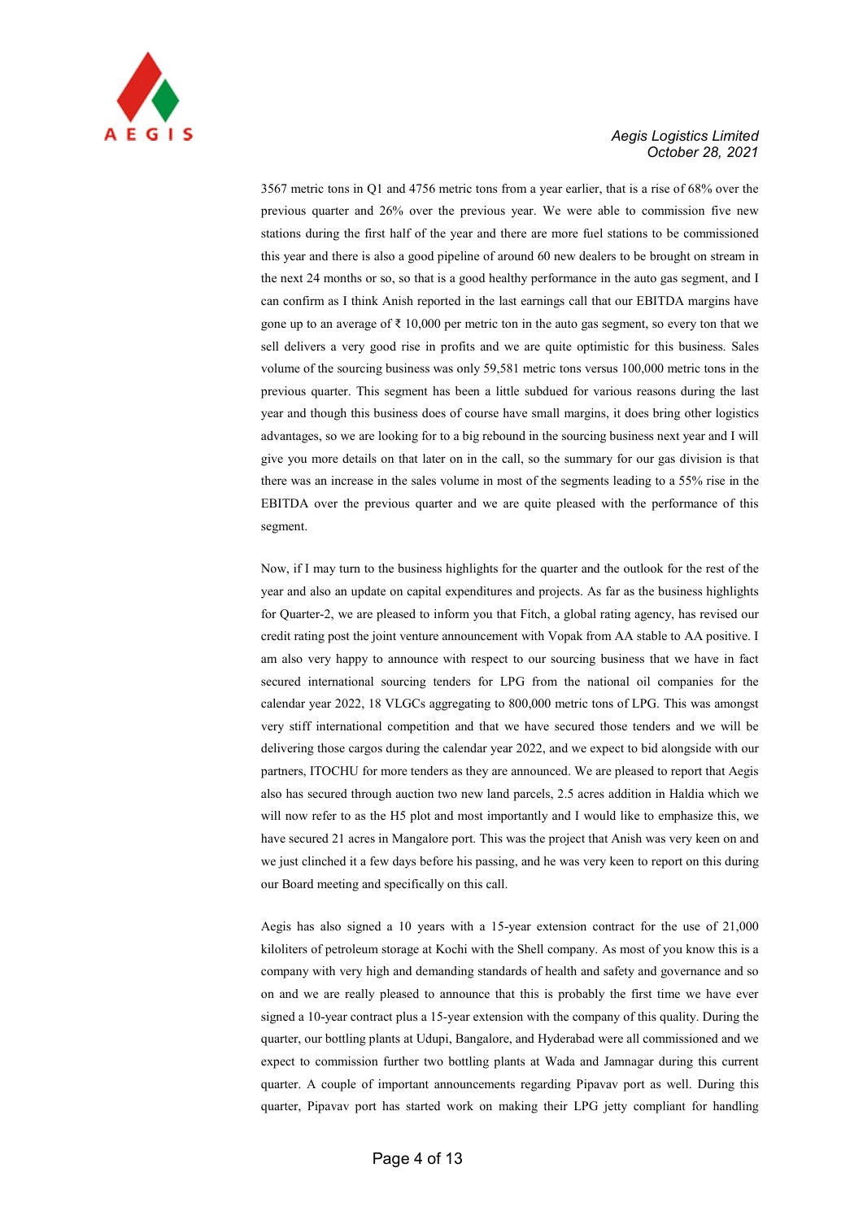3567 metric tons in Q1 and 4756 metric tons from a year earlier, that is a rise of 68% over the previous quarter and 26% over the previous year. We were able to commission five new stations during the first half of the year and there are more fuel stations to be commissioned this year and there is also a good pipeline of around 60 new dealers to be brought on stream in the next 24 months or so, so that is a good healthy performance in the auto gas segment, and I can confirm as I think Anish reported in the last earnings call that our EBITDA margins have gone up to an average of ₹ 10,000 per metric ton in the auto gas segment, so every ton that we sell delivers a very good rise in profits and we are quite optimistic for this business. Sales volume of the sourcing business was only 59,581 metric tons versus 100,000 metric tons in the previous quarter. This segment has been a little subdued for various reasons during the last year and though this business does of course have small margins, it does bring other logistics advantages, so we are looking for to a big rebound in the sourcing business next year and I will give you more details on that later on in the call, so the summary for our gas division is that there was an increase in the sales volume in most of the segments leading to a 55% rise in the EBITDA over the previous quarter and we are quite pleased with the performance of this segment.

Now, if I may turn to the business highlights for the quarter and the outlook for the rest of the year and also an update on capital expenditures and projects. As far as the business highlights for Quarter-2, we are pleased to inform you that Fitch, a global rating agency, has revised our credit rating post the joint venture announcement with Vopak from AA stable to AA positive. I am also very happy to announce with respect to our sourcing business that we have in fact secured international sourcing tenders for LPG from the national oil companies for the calendar year 2022, 18 VLGCs aggregating to 800,000 metric tons of LPG. This was amongst very stiff international competition and that we have secured those tenders and we will be delivering those cargos during the calendar year 2022, and we expect to bid alongside with our partners, ITOCHU for more tenders as they are announced. We are pleased to report that Aegis also has secured through auction two new land parcels, 2.5 acres addition in Haldia which we will now refer to as the H5 plot and most importantly and I would like to emphasize this, we have secured 21 acres in Mangalore port. This was the project that Anish was very keen on and we just clinched it a few days before his passing, and he was very keen to report on this during our Board meeting and specifically on this call.

Aegis has also signed a 10 years with a 15-year extension contract for the use of 21,000 kiloliters of petroleum storage at Kochi with the Shell company. As most of you know this is a company with very high and demanding standards of health and safety and governance and so on and we are really pleased to announce that this is probably the first time we have ever signed a 10-year contract plus a 15-year extension with the company of this quality. During the quarter, our bottling plants at Udupi, Bangalore, and Hyderabad were all commissioned and we expect to commission further two bottling plants at Wada and Jamnagar during this current quarter. A couple of important announcements regarding Pipavav port as well. During this quarter, Pipavav port has started work on making their LPG jetty compliant for handling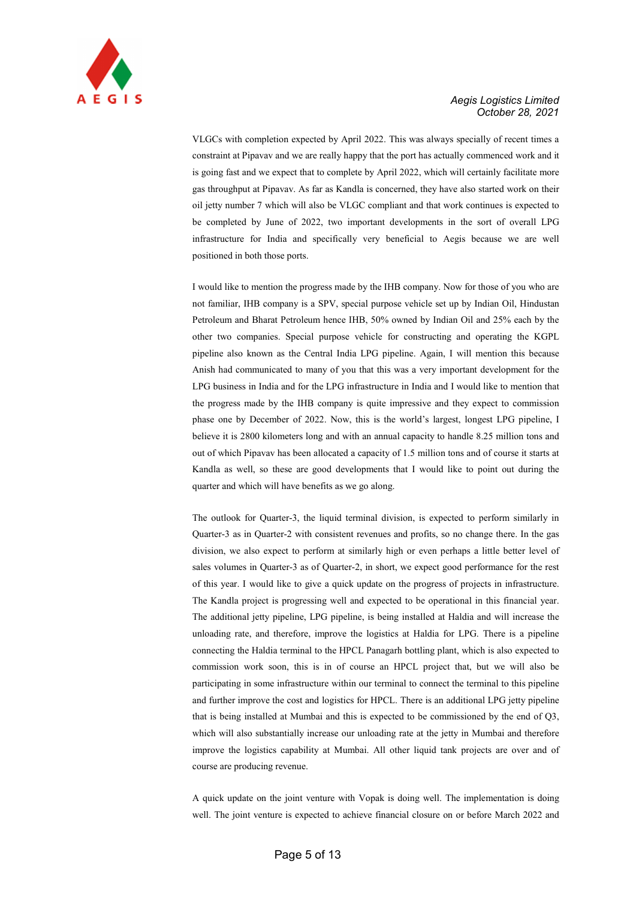VLGCs with completion expected by April 2022. This was always specially of recent times a constraint at Pipavav and we are really happy that the port has actually commenced work and it is going fast and we expect that to complete by April 2022, which will certainly facilitate more gas throughput at Pipavav. As far as Kandla is concerned, they have also started work on their oil jetty number 7 which will also be VLGC compliant and that work continues is expected to be completed by June of 2022, two important developments in the sort of overall LPG infrastructure for India and specifically very beneficial to Aegis because we are well positioned in both those ports.

I would like to mention the progress made by the IHB company. Now for those of you who are not familiar, IHB company is a SPV, special purpose vehicle set up by Indian Oil, Hindustan Petroleum and Bharat Petroleum hence IHB, 50% owned by Indian Oil and 25% each by the other two companies. Special purpose vehicle for constructing and operating the KGPL pipeline also known as the Central India LPG pipeline. Again, I will mention this because Anish had communicated to many of you that this was a very important development for the LPG business in India and for the LPG infrastructure in India and I would like to mention that the progress made by the IHB company is quite impressive and they expect to commission phase one by December of 2022. Now, this is the world's largest, longest LPG pipeline, I believe it is 2800 kilometers long and with an annual capacity to handle 8.25 million tons and out of which Pipavav has been allocated a capacity of 1.5 million tons and of course it starts at Kandla as well, so these are good developments that I would like to point out during the quarter and which will have benefits as we go along.

The outlook for Quarter-3, the liquid terminal division, is expected to perform similarly in Quarter-3 as in Quarter-2 with consistent revenues and profits, so no change there. In the gas division, we also expect to perform at similarly high or even perhaps a little better level of sales volumes in Quarter-3 as of Quarter-2, in short, we expect good performance for the rest of this year. I would like to give a quick update on the progress of projects in infrastructure. The Kandla project is progressing well and expected to be operational in this financial year. The additional jetty pipeline, LPG pipeline, is being installed at Haldia and will increase the unloading rate, and therefore, improve the logistics at Haldia for LPG. There is a pipeline connecting the Haldia terminal to the HPCL Panagarh bottling plant, which is also expected to commission work soon, this is in of course an HPCL project that, but we will also be participating in some infrastructure within our terminal to connect the terminal to this pipeline and further improve the cost and logistics for HPCL. There is an additional LPG jetty pipeline that is being installed at Mumbai and this is expected to be commissioned by the end of Q3, which will also substantially increase our unloading rate at the jetty in Mumbai and therefore improve the logistics capability at Mumbai. All other liquid tank projects are over and of course are producing revenue.

A quick update on the joint venture with Vopak is doing well. The implementation is doing well. The joint venture is expected to achieve financial closure on or before March 2022 and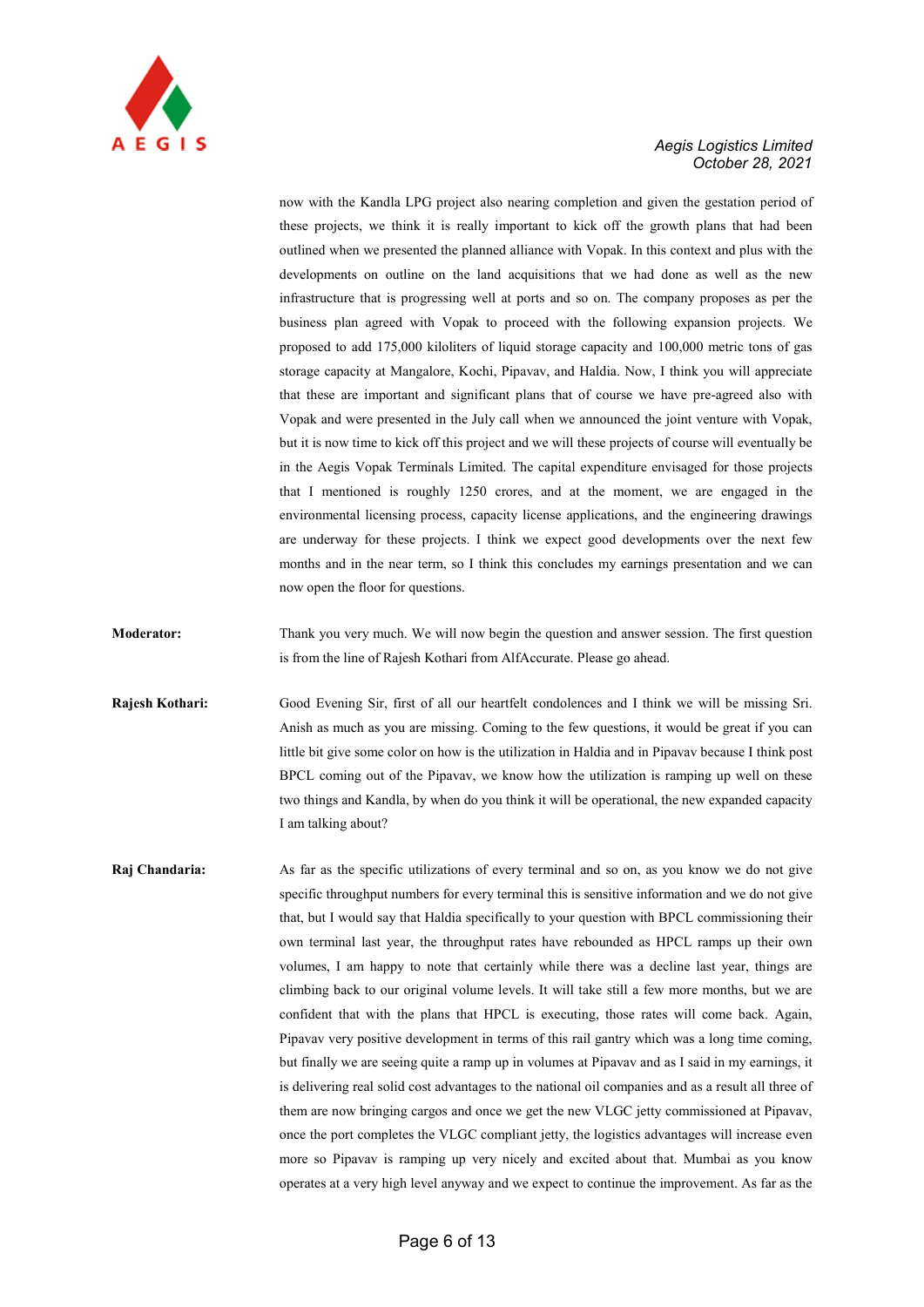now with the Kandla LPG project also nearing completion and given the gestation period of these projects, we think it is really important to kick off the growth plans that had been outlined when we presented the planned alliance with Vopak. In this context and plus with the developments on outline on the land acquisitions that we had done as well as the new infrastructure that is progressing well at ports and so on. The company proposes as per the business plan agreed with Vopak to proceed with the following expansion projects. We proposed to add 175,000 kiloliters of liquid storage capacity and 100,000 metric tons of gas storage capacity at Mangalore, Kochi, Pipavav, and Haldia. Now, I think you will appreciate that these are important and significant plans that of course we have pre-agreed also with Vopak and were presented in the July call when we announced the joint venture with Vopak, but it is now time to kick off this project and we will these projects of course will eventually be in the Aegis Vopak Terminals Limited. The capital expenditure envisaged for those projects that I mentioned is roughly 1250 crores, and at the moment, we are engaged in the environmental licensing process, capacity license applications, and the engineering drawings are underway for these projects. I think we expect good developments over the next few months and in the near term, so I think this concludes my earnings presentation and we can now open the floor for questions.

**Moderator:** Thank you very much. We will now begin the question and answer session. The first question is from the line of Rajesh Kothari from AlfAccurate. Please go ahead.

**Rajesh Kothari:** Good Evening Sir, first of all our heartfelt condolences and I think we will be missing Sri. Anish as much as you are missing. Coming to the few questions, it would be great if you can little bit give some color on how is the utilization in Haldia and in Pipavav because I think post BPCL coming out of the Pipavav, we know how the utilization is ramping up well on these two things and Kandla, by when do you think it will be operational, the new expanded capacity I am talking about?

**Raj Chandaria:** As far as the specific utilizations of every terminal and so on, as you know we do not give specific throughput numbers for every terminal this is sensitive information and we do not give that, but I would say that Haldia specifically to your question with BPCL commissioning their own terminal last year, the throughput rates have rebounded as HPCL ramps up their own volumes, I am happy to note that certainly while there was a decline last year, things are climbing back to our original volume levels. It will take still a few more months, but we are confident that with the plans that HPCL is executing, those rates will come back. Again, Pipavav very positive development in terms of this rail gantry which was a long time coming, but finally we are seeing quite a ramp up in volumes at Pipavav and as I said in my earnings, it is delivering real solid cost advantages to the national oil companies and as a result all three of them are now bringing cargos and once we get the new VLGC jetty commissioned at Pipavav, once the port completes the VLGC compliant jetty, the logistics advantages will increase even more so Pipavav is ramping up very nicely and excited about that. Mumbai as you know operates at a very high level anyway and we expect to continue the improvement. As far as the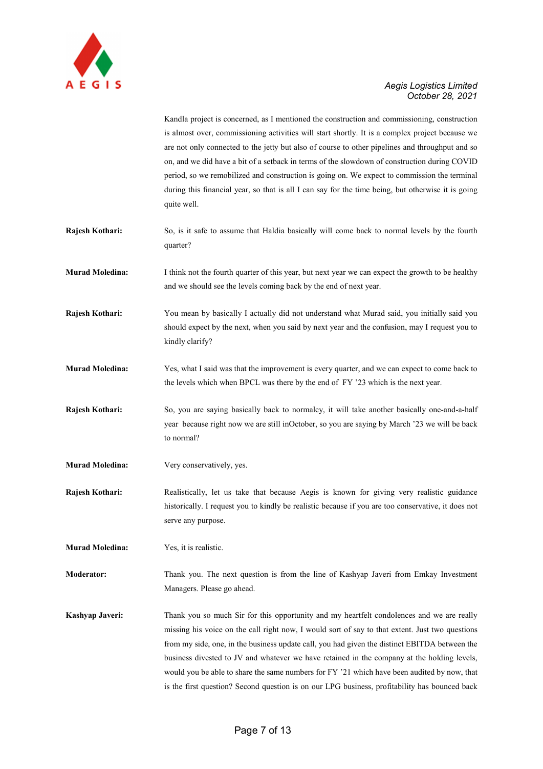Kandla project is concerned, as I mentioned the construction and commissioning, construction is almost over, commissioning activities will start shortly. It is a complex project because we are not only connected to the jetty but also of course to other pipelines and throughput and so on, and we did have a bit of a setback in terms of the slowdown of construction during COVID period, so we remobilized and construction is going on. We expect to commission the terminal during this financial year, so that is all I can say for the time being, but otherwise it is going quite well.

**Rajesh Kothari:** So, is it safe to assume that Haldia basically will come back to normal levels by the fourth quarter?

**Murad Moledina:** I think not the fourth quarter of this year, but next year we can expect the growth to be healthy and we should see the levels coming back by the end of next year.

**Rajesh Kothari:** You mean by basically I actually did not understand what Murad said, you initially said you should expect by the next, when you said by next year and the confusion, may I request you to kindly clarify?

**Murad Moledina:** Yes, what I said was that the improvement is every quarter, and we can expect to come back to the levels which when BPCL was there by the end of FY '23 which is the next year.

**Rajesh Kothari:** So, you are saying basically back to normalcy, it will take another basically one-and-a-half year because right now we are still inOctober, so you are saying by March '23 we will be back to normal?

**Murad Moledina:** Very conservatively, yes.

**Rajesh Kothari:** Realistically, let us take that because Aegis is known for giving very realistic guidance historically. I request you to kindly be realistic because if you are too conservative, it does not serve any purpose.

**Murad Moledina:** Yes, it is realistic.

**Moderator:** Thank you. The next question is from the line of Kashyap Javeri from Emkay Investment Managers. Please go ahead.

**Kashyap Javeri:** Thank you so much Sir for this opportunity and my heartfelt condolences and we are really missing his voice on the call right now, I would sort of say to that extent. Just two questions from my side, one, in the business update call, you had given the distinct EBITDA between the business divested to JV and whatever we have retained in the company at the holding levels, would you be able to share the same numbers for FY '21 which have been audited by now, that is the first question? Second question is on our LPG business, profitability has bounced back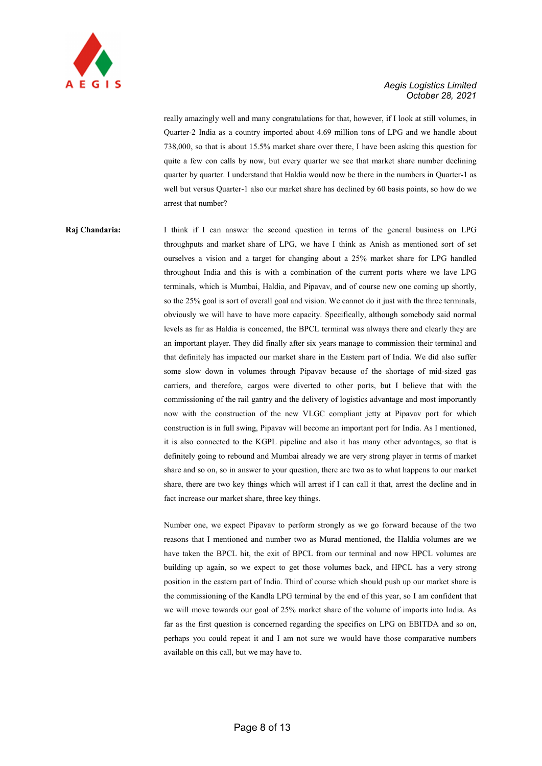really amazingly well and many congratulations for that, however, if I look at still volumes, in Quarter-2 India as a country imported about 4.69 million tons of LPG and we handle about 738,000, so that is about 15.5% market share over there, I have been asking this question for quite a few con calls by now, but every quarter we see that market share number declining quarter by quarter. I understand that Haldia would now be there in the numbers in Quarter-1 as well but versus Quarter-1 also our market share has declined by 60 basis points, so how do we arrest that number?

**Raj Chandaria:** I think if I can answer the second question in terms of the general business on LPG throughputs and market share of LPG, we have I think as Anish as mentioned sort of set ourselves a vision and a target for changing about a 25% market share for LPG handled throughout India and this is with a combination of the current ports where we lave LPG terminals, which is Mumbai, Haldia, and Pipavav, and of course new one coming up shortly, so the 25% goal is sort of overall goal and vision. We cannot do it just with the three terminals, obviously we will have to have more capacity. Specifically, although somebody said normal levels as far as Haldia is concerned, the BPCL terminal was always there and clearly they are an important player. They did finally after six years manage to commission their terminal and that definitely has impacted our market share in the Eastern part of India. We did also suffer some slow down in volumes through Pipavav because of the shortage of mid-sized gas carriers, and therefore, cargos were diverted to other ports, but I believe that with the commissioning of the rail gantry and the delivery of logistics advantage and most importantly now with the construction of the new VLGC compliant jetty at Pipavav port for which construction is in full swing, Pipavav will become an important port for India. As I mentioned, it is also connected to the KGPL pipeline and also it has many other advantages, so that is definitely going to rebound and Mumbai already we are very strong player in terms of market share and so on, so in answer to your question, there are two as to what happens to our market share, there are two key things which will arrest if I can call it that, arrest the decline and in fact increase our market share, three key things.

Number one, we expect Pipavav to perform strongly as we go forward because of the two reasons that I mentioned and number two as Murad mentioned, the Haldia volumes are we have taken the BPCL hit, the exit of BPCL from our terminal and now HPCL volumes are building up again, so we expect to get those volumes back, and HPCL has a very strong position in the eastern part of India. Third of course which should push up our market share is the commissioning of the Kandla LPG terminal by the end of this year, so I am confident that we will move towards our goal of 25% market share of the volume of imports into India. As far as the first question is concerned regarding the specifics on LPG on EBITDA and so on, perhaps you could repeat it and I am not sure we would have those comparative numbers available on this call, but we may have to.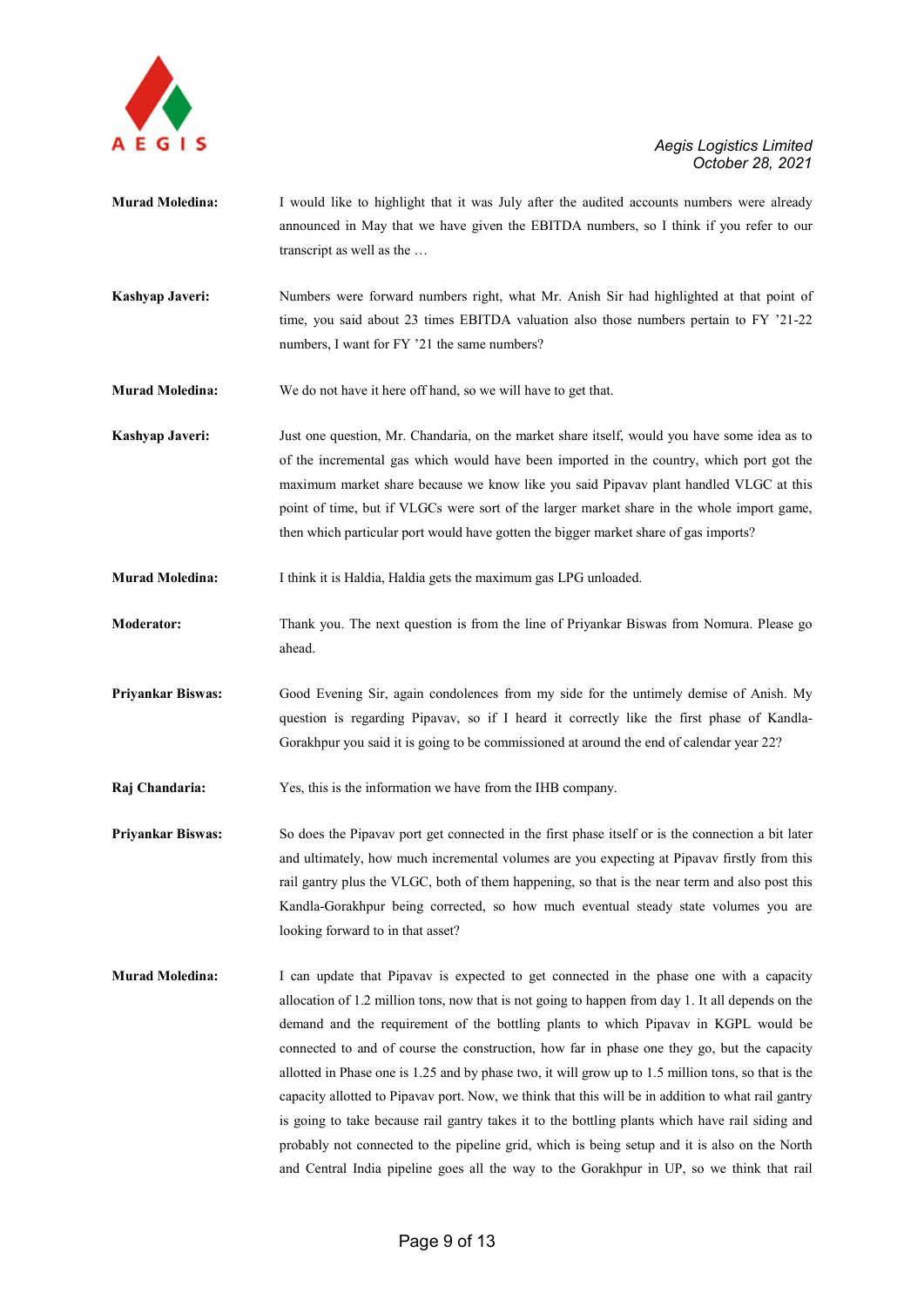**Murad Moledina:** I would like to highlight that it was July after the audited accounts numbers were already announced in May that we have given the EBITDA numbers, so I think if you refer to our transcript as well as the …

**Kashyap Javeri:** Numbers were forward numbers right, what Mr. Anish Sir had highlighted at that point of time, you said about 23 times EBITDA valuation also those numbers pertain to FY '21-22 numbers, I want for FY '21 the same numbers?

**Murad Moledina:** We do not have it here off hand, so we will have to get that.

**Kashyap Javeri:** Just one question, Mr. Chandaria, on the market share itself, would you have some idea as to of the incremental gas which would have been imported in the country, which port got the maximum market share because we know like you said Pipavav plant handled VLGC at this point of time, but if VLGCs were sort of the larger market share in the whole import game, then which particular port would have gotten the bigger market share of gas imports?

**Murad Moledina:** I think it is Haldia, Haldia gets the maximum gas LPG unloaded.

**Moderator:** Thank you. The next question is from the line of Priyankar Biswas from Nomura. Please go ahead.

**Priyankar Biswas:** Good Evening Sir, again condolences from my side for the untimely demise of Anish. My question is regarding Pipavav, so if I heard it correctly like the first phase of Kandla-Gorakhpur you said it is going to be commissioned at around the end of calendar year 22?

**Raj Chandaria:** Yes, this is the information we have from the IHB company.

**Priyankar Biswas:** So does the Pipavav port get connected in the first phase itself or is the connection a bit later and ultimately, how much incremental volumes are you expecting at Pipavav firstly from this rail gantry plus the VLGC, both of them happening, so that is the near term and also post this Kandla-Gorakhpur being corrected, so how much eventual steady state volumes you are looking forward to in that asset?

**Murad Moledina:** I can update that Pipavav is expected to get connected in the phase one with a capacity allocation of 1.2 million tons, now that is not going to happen from day 1. It all depends on the demand and the requirement of the bottling plants to which Pipavav in KGPL would be connected to and of course the construction, how far in phase one they go, but the capacity allotted in Phase one is 1.25 and by phase two, it will grow up to 1.5 million tons, so that is the capacity allotted to Pipavav port. Now, we think that this will be in addition to what rail gantry is going to take because rail gantry takes it to the bottling plants which have rail siding and probably not connected to the pipeline grid, which is being setup and it is also on the North and Central India pipeline goes all the way to the Gorakhpur in UP, so we think that rail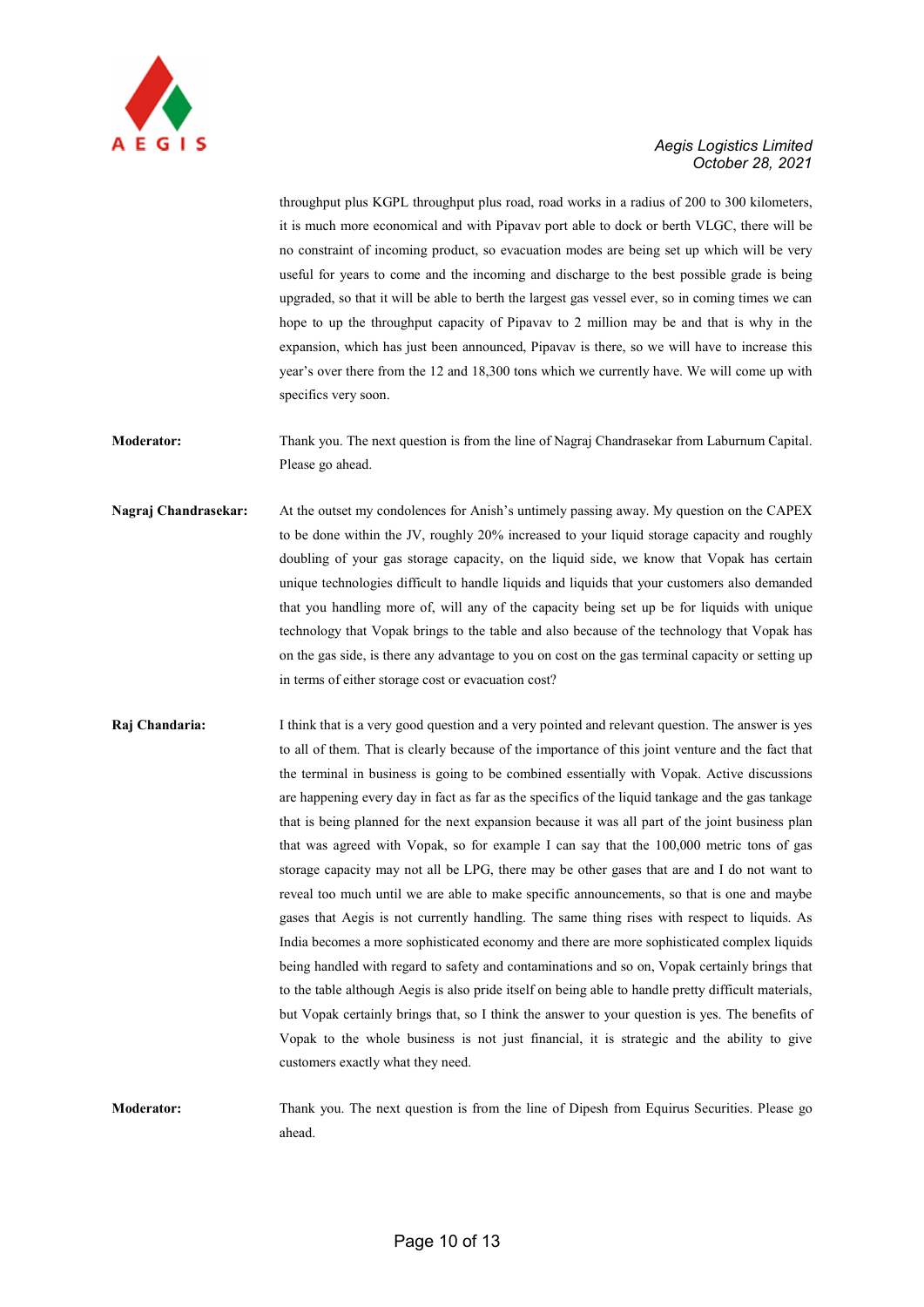throughput plus KGPL throughput plus road, road works in a radius of 200 to 300 kilometers, it is much more economical and with Pipavav port able to dock or berth VLGC, there will be no constraint of incoming product, so evacuation modes are being set up which will be very useful for years to come and the incoming and discharge to the best possible grade is being upgraded, so that it will be able to berth the largest gas vessel ever, so in coming times we can hope to up the throughput capacity of Pipavav to 2 million may be and that is why in the expansion, which has just been announced, Pipavav is there, so we will have to increase this year's over there from the 12 and 18,300 tons which we currently have. We will come up with specifics very soon.

**Moderator:** Thank you. The next question is from the line of Nagraj Chandrasekar from Laburnum Capital. Please go ahead.

**Nagraj Chandrasekar:** At the outset my condolences for Anish's untimely passing away. My question on the CAPEX to be done within the JV, roughly 20% increased to your liquid storage capacity and roughly doubling of your gas storage capacity, on the liquid side, we know that Vopak has certain unique technologies difficult to handle liquids and liquids that your customers also demanded that you handling more of, will any of the capacity being set up be for liquids with unique technology that Vopak brings to the table and also because of the technology that Vopak has on the gas side, is there any advantage to you on cost on the gas terminal capacity or setting up in terms of either storage cost or evacuation cost?

**Raj Chandaria:** I think that is a very good question and a very pointed and relevant question. The answer is yes to all of them. That is clearly because of the importance of this joint venture and the fact that the terminal in business is going to be combined essentially with Vopak. Active discussions are happening every day in fact as far as the specifics of the liquid tankage and the gas tankage that is being planned for the next expansion because it was all part of the joint business plan that was agreed with Vopak, so for example I can say that the 100,000 metric tons of gas storage capacity may not all be LPG, there may be other gases that are and I do not want to reveal too much until we are able to make specific announcements, so that is one and maybe gases that Aegis is not currently handling. The same thing rises with respect to liquids. As India becomes a more sophisticated economy and there are more sophisticated complex liquids being handled with regard to safety and contaminations and so on, Vopak certainly brings that to the table although Aegis is also pride itself on being able to handle pretty difficult materials, but Vopak certainly brings that, so I think the answer to your question is yes. The benefits of Vopak to the whole business is not just financial, it is strategic and the ability to give customers exactly what they need.

**Moderator:** Thank you. The next question is from the line of Dipesh from Equirus Securities. Please go ahead.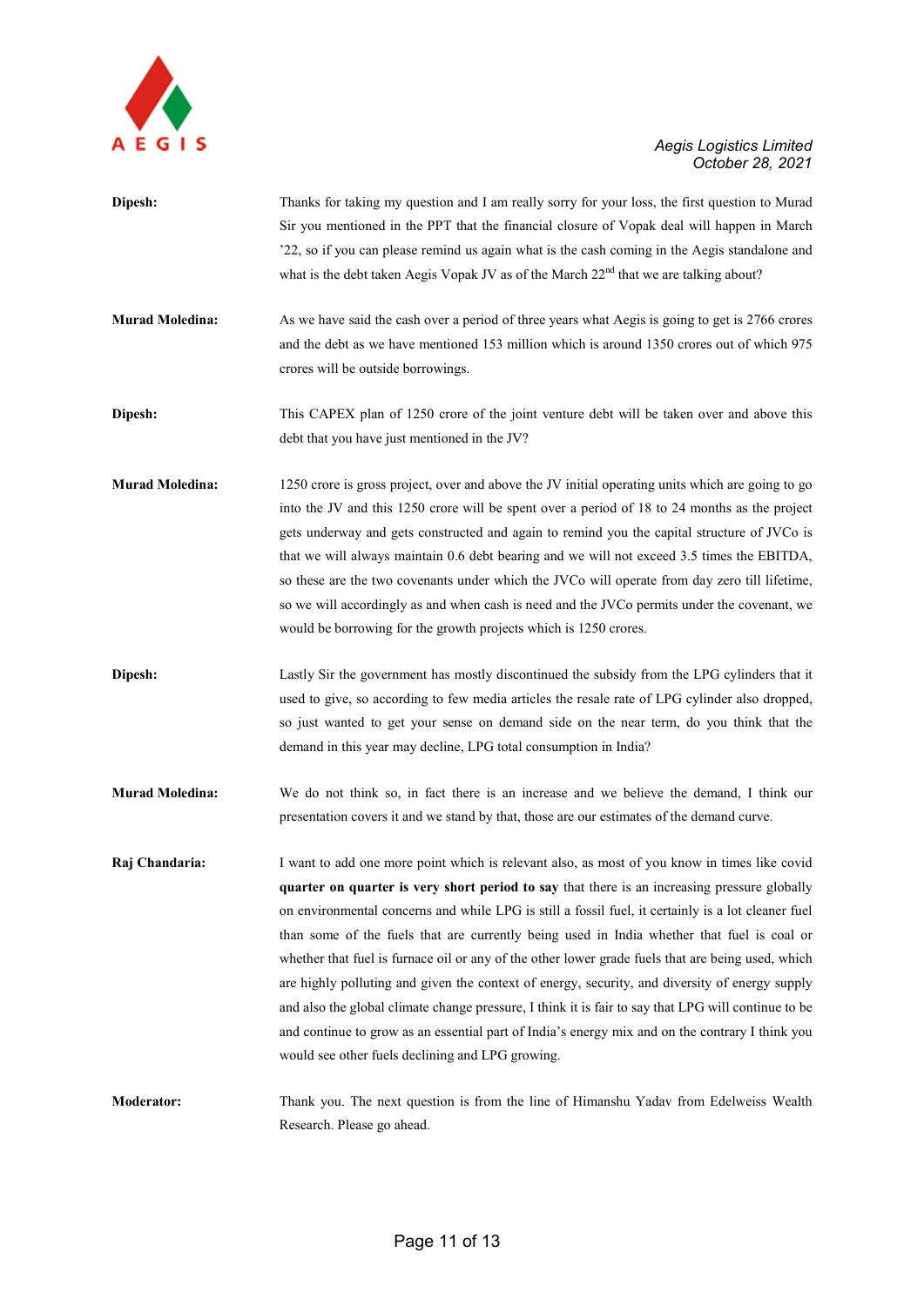**Dipesh:** Thanks for taking my question and I am really sorry for your loss, the first question to Murad Sir you mentioned in the PPT that the financial closure of Vopak deal will happen in March '22, so if you can please remind us again what is the cash coming in the Aegis standalone and what is the debt taken Aegis Vopak JV as of the March 22nd that we are talking about?

**Murad Moledina:** As we have said the cash over a period of three years what Aegis is going to get is 2766 crores and the debt as we have mentioned 153 million which is around 1350 crores out of which 975 crores will be outside borrowings.

**Dipesh:** This CAPEX plan of 1250 crore of the joint venture debt will be taken over and above this debt that you have just mentioned in the JV?

**Murad Moledina:** 1250 crore is gross project, over and above the JV initial operating units which are going to go into the JV and this 1250 crore will be spent over a period of 18 to 24 months as the project gets underway and gets constructed and again to remind you the capital structure of JVCo is that we will always maintain 0.6 debt bearing and we will not exceed 3.5 times the EBITDA, so these are the two covenants under which the JVCo will operate from day zero till lifetime, so we will accordingly as and when cash is need and the JVCo permits under the covenant, we would be borrowing for the growth projects which is 1250 crores.

**Dipesh:** Lastly Sir the government has mostly discontinued the subsidy from the LPG cylinders that it used to give, so according to few media articles the resale rate of LPG cylinder also dropped, so just wanted to get your sense on demand side on the near term, do you think that the demand in this year may decline, LPG total consumption in India?

**Murad Moledina:** We do not think so, in fact there is an increase and we believe the demand, I think our presentation covers it and we stand by that, those are our estimates of the demand curve.

**Raj Chandaria:** I want to add one more point which is relevant also, as most of you know in times like covid **quarter on quarter is very short period to say** that there is an increasing pressure globally on environmental concerns and while LPG is still a fossil fuel, it certainly is a lot cleaner fuel than some of the fuels that are currently being used in India whether that fuel is coal or whether that fuel is furnace oil or any of the other lower grade fuels that are being used, which are highly polluting and given the context of energy, security, and diversity of energy supply and also the global climate change pressure, I think it is fair to say that LPG will continue to be and continue to grow as an essential part of India's energy mix and on the contrary I think you would see other fuels declining and LPG growing.

**Moderator:** Thank you. The next question is from the line of Himanshu Yadav from Edelweiss Wealth Research. Please go ahead.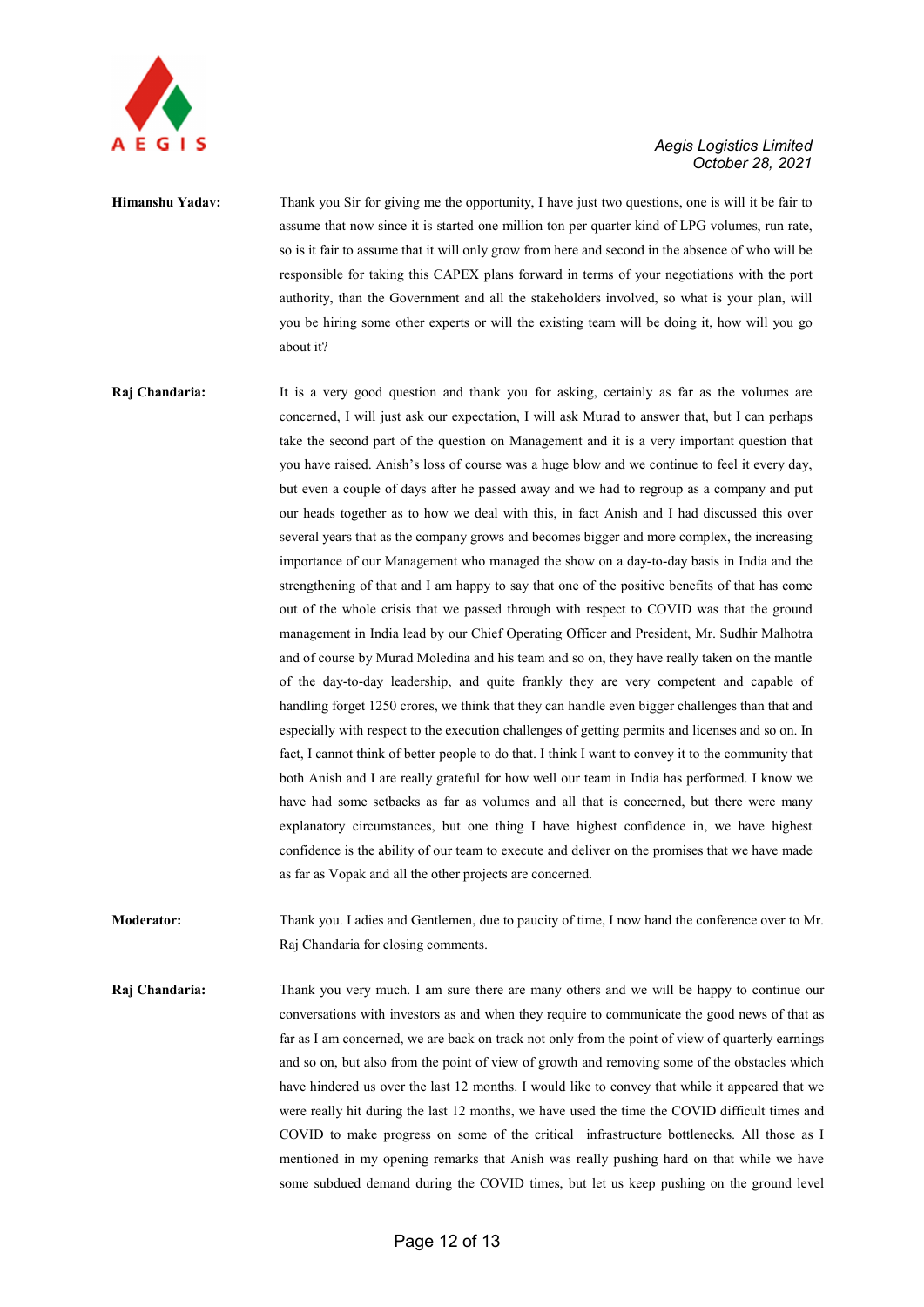**Himanshu Yadav:** Thank you Sir for giving me the opportunity, I have just two questions, one is will it be fair to assume that now since it is started one million ton per quarter kind of LPG volumes, run rate, so is it fair to assume that it will only grow from here and second in the absence of who will be responsible for taking this CAPEX plans forward in terms of your negotiations with the port authority, than the Government and all the stakeholders involved, so what is your plan, will you be hiring some other experts or will the existing team will be doing it, how will you go about it?

**Raj Chandaria:** It is a very good question and thank you for asking, certainly as far as the volumes are concerned, I will just ask our expectation, I will ask Murad to answer that, but I can perhaps take the second part of the question on Management and it is a very important question that you have raised. Anish's loss of course was a huge blow and we continue to feel it every day, but even a couple of days after he passed away and we had to regroup as a company and put our heads together as to how we deal with this, in fact Anish and I had discussed this over several years that as the company grows and becomes bigger and more complex, the increasing importance of our Management who managed the show on a day-to-day basis in India and the strengthening of that and I am happy to say that one of the positive benefits of that has come out of the whole crisis that we passed through with respect to COVID was that the ground management in India lead by our Chief Operating Officer and President, Mr. Sudhir Malhotra and of course by Murad Moledina and his team and so on, they have really taken on the mantle of the day-to-day leadership, and quite frankly they are very competent and capable of handling forget 1250 crores, we think that they can handle even bigger challenges than that and especially with respect to the execution challenges of getting permits and licenses and so on. In fact, I cannot think of better people to do that. I think I want to convey it to the community that both Anish and I are really grateful for how well our team in India has performed. I know we have had some setbacks as far as volumes and all that is concerned, but there were many explanatory circumstances, but one thing I have highest confidence in, we have highest confidence is the ability of our team to execute and deliver on the promises that we have made as far as Vopak and all the other projects are concerned.

**Moderator:** Thank you. Ladies and Gentlemen, due to paucity of time, I now hand the conference over to Mr. Raj Chandaria for closing comments.

**Raj Chandaria:** Thank you very much. I am sure there are many others and we will be happy to continue our conversations with investors as and when they require to communicate the good news of that as far as I am concerned, we are back on track not only from the point of view of quarterly earnings and so on, but also from the point of view of growth and removing some of the obstacles which have hindered us over the last 12 months. I would like to convey that while it appeared that we were really hit during the last 12 months, we have used the time the COVID difficult times and COVID to make progress on some of the critical infrastructure bottlenecks. All those as I mentioned in my opening remarks that Anish was really pushing hard on that while we have some subdued demand during the COVID times, but let us keep pushing on the ground level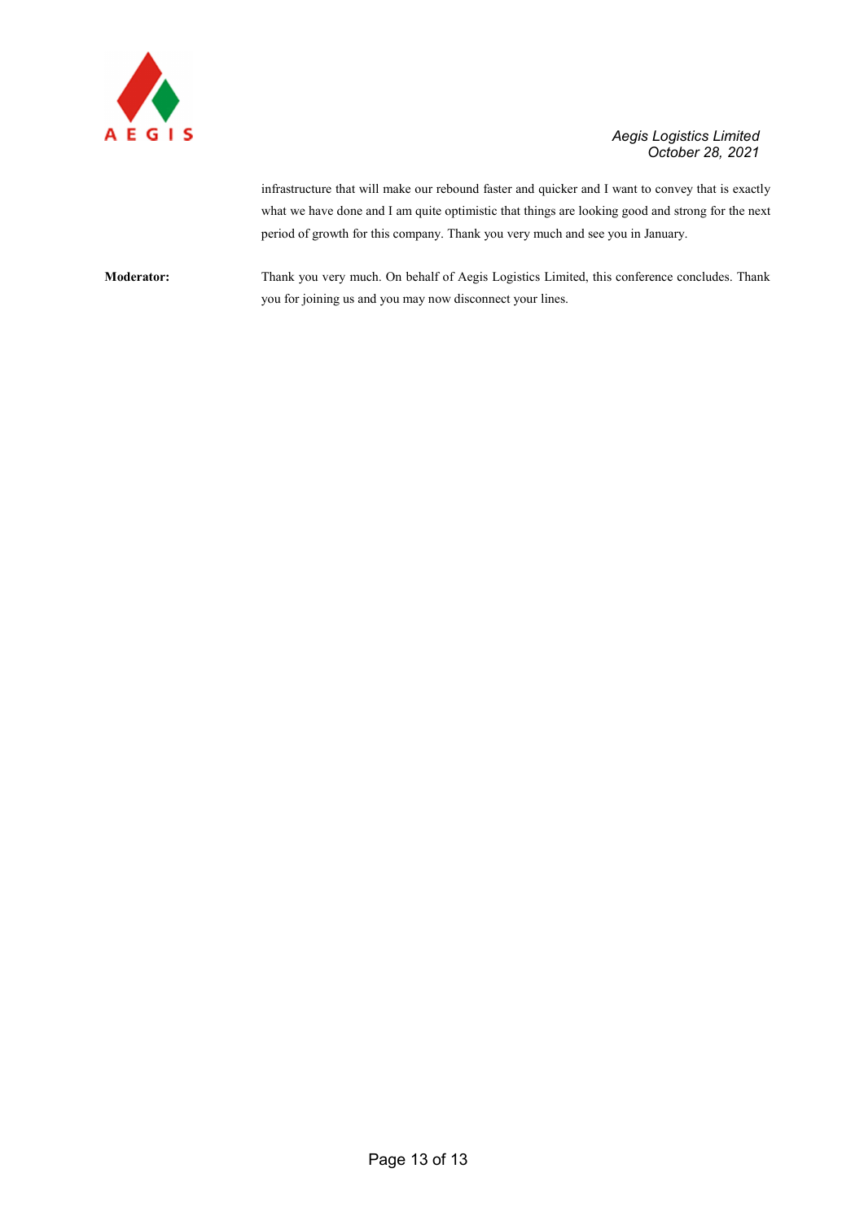infrastructure that will make our rebound faster and quicker and I want to convey that is exactly what we have done and I am quite optimistic that things are looking good and strong for the next period of growth for this company. Thank you very much and see you in January.

**Moderator:** Thank you very much. On behalf of Aegis Logistics Limited, this conference concludes. Thank you for joining us and you may now disconnect your lines.